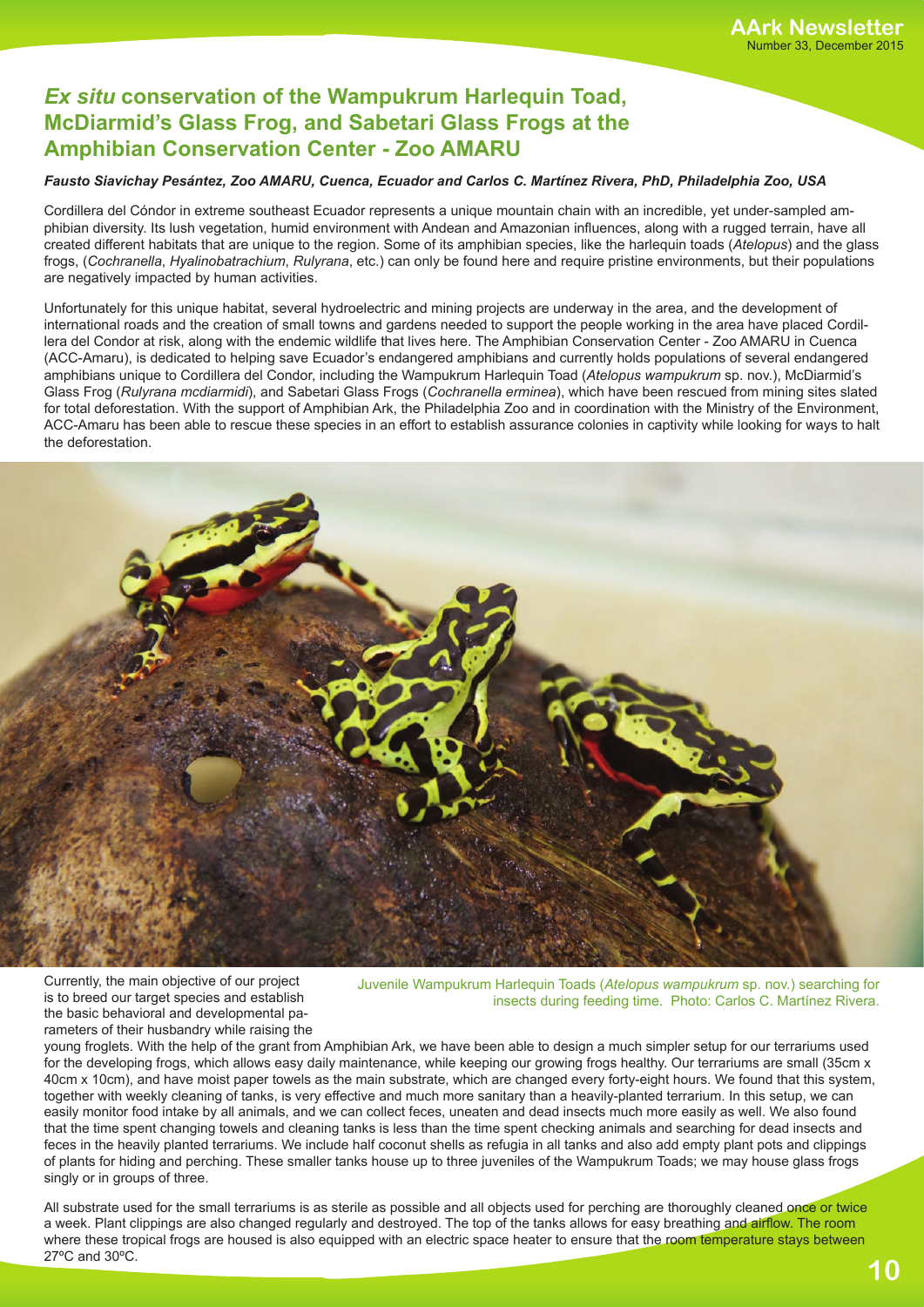# *Ex situ* conservation of the Wampukrum Harlequin Toad, McDiarmid's Glass Frog, and Sabetari Glass Frogs at the Amphibian Conservation Center - Zoo AMARU

***Fausto Siavichay Pesántez, Zoo AMARU, Cuenca, Ecuador and Carlos C. Martínez Rivera, PhD, Philadelphia Zoo, USA***

Cordillera del Cóndor in extreme southeast Ecuador represents a unique mountain chain with an incredible, yet under-sampled amphibian diversity. Its lush vegetation, humid environment with Andean and Amazonian influences, along with a rugged terrain, have all created different habitats that are unique to the region. Some of its amphibian species, like the harlequin toads (*Atelopus*) and the glass frogs, (*Cochranella*, *Hyalinobatrachium*, *Rulyrana*, etc.) can only be found here and require pristine environments, but their populations are negatively impacted by human activities.

Unfortunately for this unique habitat, several hydroelectric and mining projects are underway in the area, and the development of international roads and the creation of small towns and gardens needed to support the people working in the area have placed Cordillera del Condor at risk, along with the endemic wildlife that lives here. The Amphibian Conservation Center - Zoo AMARU in Cuenca (ACC-Amaru), is dedicated to helping save Ecuador's endangered amphibians and currently holds populations of several endangered amphibians unique to Cordillera del Condor, including the Wampukrum Harlequin Toad (*Atelopus wampukrum* sp. nov.), McDiarmid's Glass Frog (*Rulyrana mcdiarmidi*), and Sabetari Glass Frogs (*Cochranella erminea*), which have been rescued from mining sites slated for total deforestation. With the support of Amphibian Ark, the Philadelphia Zoo and in coordination with the Ministry of the Environment, ACC-Amaru has been able to rescue these species in an effort to establish assurance colonies in captivity while looking for ways to halt the deforestation.

Juvenile Wampukrum Harlequin Toads (*Atelopus wampukrum* sp. nov.) searching for insects during feeding time. Photo: Carlos C. Martínez Rivera.

Currently, the main objective of our project is to breed our target species and establish the basic behavioral and developmental parameters of their husbandry while raising the young froglets. With the help of the grant from Amphibian Ark, we have been able to design a much simpler setup for our terrariums used for the developing frogs, which allows easy daily maintenance, while keeping our growing frogs healthy. Our terrariums are small (35cm x 40cm x 10cm), and have moist paper towels as the main substrate, which are changed every forty-eight hours. We found that this system, together with weekly cleaning of tanks, is very effective and much more sanitary than a heavily-planted terrarium. In this setup, we can easily monitor food intake by all animals, and we can collect feces, uneaten and dead insects much more easily as well. We also found that the time spent changing towels and cleaning tanks is less than the time spent checking animals and searching for dead insects and feces in the heavily planted terrariums. We include half coconut shells as refugia in all tanks and also add empty plant pots and clippings of plants for hiding and perching. These smaller tanks house up to three juveniles of the Wampukrum Toads; we may house glass frogs singly or in groups of three.

All substrate used for the small terrariums is as sterile as possible and all objects used for perching are thoroughly cleaned once or twice a week. Plant clippings are also changed regularly and destroyed. The top of the tanks allows for easy breathing and airflow. The room where these tropical frogs are housed is also equipped with an electric space heater to ensure that the room temperature stays between 27ºC and 30ºC.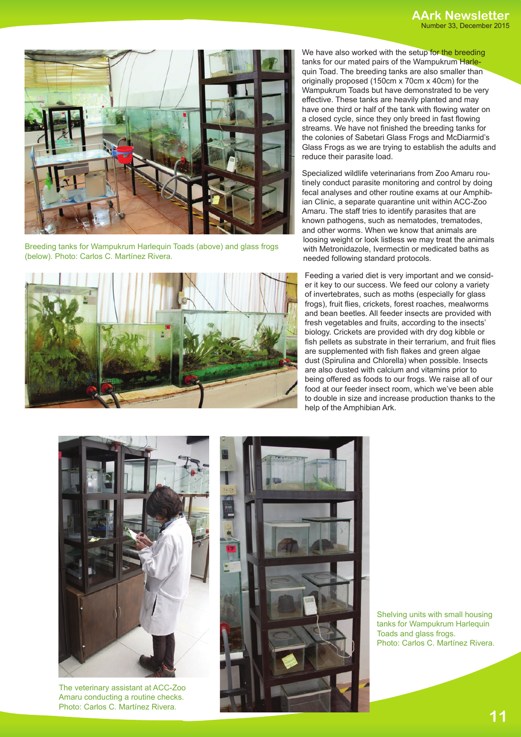Breeding tanks for Wampukrum Harlequin Toads (above) and glass frogs (below). Photo: Carlos C. Martínez Rivera.

We have also worked with the setup for the breeding tanks for our mated pairs of the Wampukrum Harlequin Toad. The breeding tanks are also smaller than originally proposed (150cm x 70cm x 40cm) for the Wampukrum Toads but have demonstrated to be very effective. These tanks are heavily planted and may have one third or half of the tank with flowing water on a closed cycle, since they only breed in fast flowing streams. We have not finished the breeding tanks for the colonies of Sabetari Glass Frogs and McDiarmid's Glass Frogs as we are trying to establish the adults and reduce their parasite load.

Specialized wildlife veterinarians from Zoo Amaru routinely conduct parasite monitoring and control by doing fecal analyses and other routine exams at our Amphibian Clinic, a separate quarantine unit within ACC-Zoo Amaru. The staff tries to identify parasites that are known pathogens, such as nematodes, trematodes, and other worms. When we know that animals are loosing weight or look listless we may treat the animals with Metronidazole, Ivermectin or medicated baths as needed following standard protocols.

Feeding a varied diet is very important and we consider it key to our success. We feed our colony a variety of invertebrates, such as moths (especially for glass frogs), fruit flies, crickets, forest roaches, mealworms and bean beetles. All feeder insects are provided with fresh vegetables and fruits, according to the insects' biology. Crickets are provided with dry dog kibble or fish pellets as substrate in their terrarium, and fruit flies are supplemented with fish flakes and green algae dust (Spirulina and Chlorella) when possible. Insects are also dusted with calcium and vitamins prior to being offered as foods to our frogs. We raise all of our food at our feeder insect room, which we've been able to double in size and increase production thanks to the help of the Amphibian Ark.

The veterinary assistant at ACC-Zoo Amaru conducting a routine checks. Photo: Carlos C. Martínez Rivera.

Shelving units with small housing tanks for Wampukrum Harlequin Toads and glass frogs. Photo: Carlos C. Martínez Rivera.